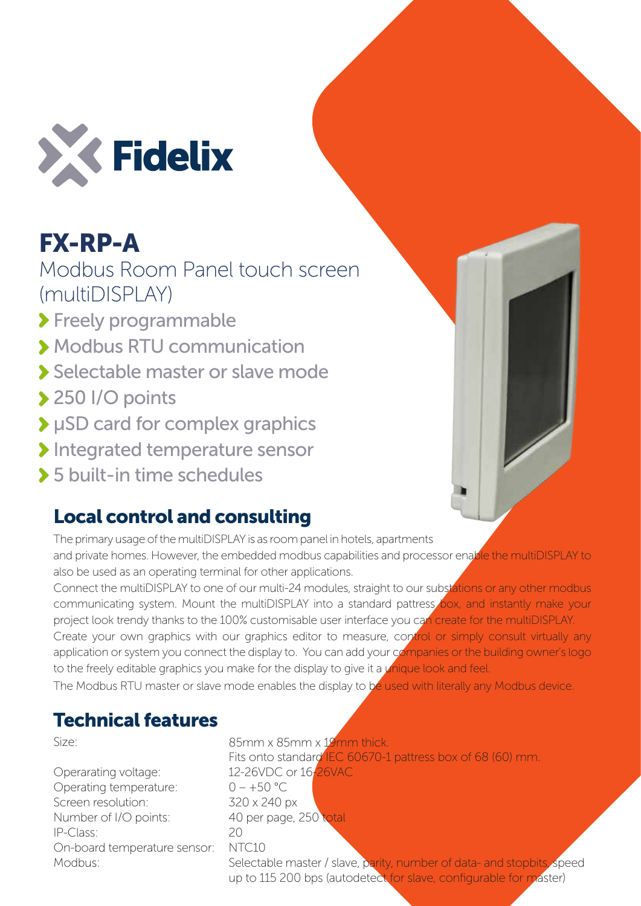# FX-RP-A

## Modbus Room Panel touch screen (multiDISPLAY)

- Freely programmable
- Modbus RTU communication
- Selectable master or slave mode
- 250 I/O points
- µSD card for complex graphics
- Integrated temperature sensor
- 5 built-in time schedules

## Local control and consulting

The primary usage of the multiDISPLAY is as room panel in hotels, apartments and private homes. However, the embedded modbus capabilities and processor enable the multiDISPLAY to also be used as an operating terminal for other applications.

Connect the multiDISPLAY to one of our multi-24 modules, straight to our substations or any other modbus communicating system. Mount the multiDISPLAY into a standard pattress box, and instantly make your project look trendy thanks to the 100% customisable user interface you can create for the multiDISPLAY.

Create your own graphics with our graphics editor to measure, control or simply consult virtually any application or system you connect the display to. You can add your companies or the building owner's logo to the freely editable graphics you make for the display to give it a unique look and feel.

The Modbus RTU master or slave mode enables the display to be used with literally any Modbus device.

## Technical features

| | |
|---|---|
| Size: | 85mm x 85mm x 19mm thick. Fits onto standard IEC 60670-1 pattress box of 68 (60) mm. |
| Operarating voltage: | 12-26VDC or 16-26VAC |
| Operating temperature: | 0 – +50 °C |
| Screen resolution: | 320 x 240 px |
| Number of I/O points: | 40 per page, 250 total |
| IP-Class: | 20 |
| On-board temperature sensor: | NTC10 |
| Modbus: | Selectable master / slave, parity, number of data- and stopbits, speed up to 115 200 bps (autodetect for slave, configurable for master) |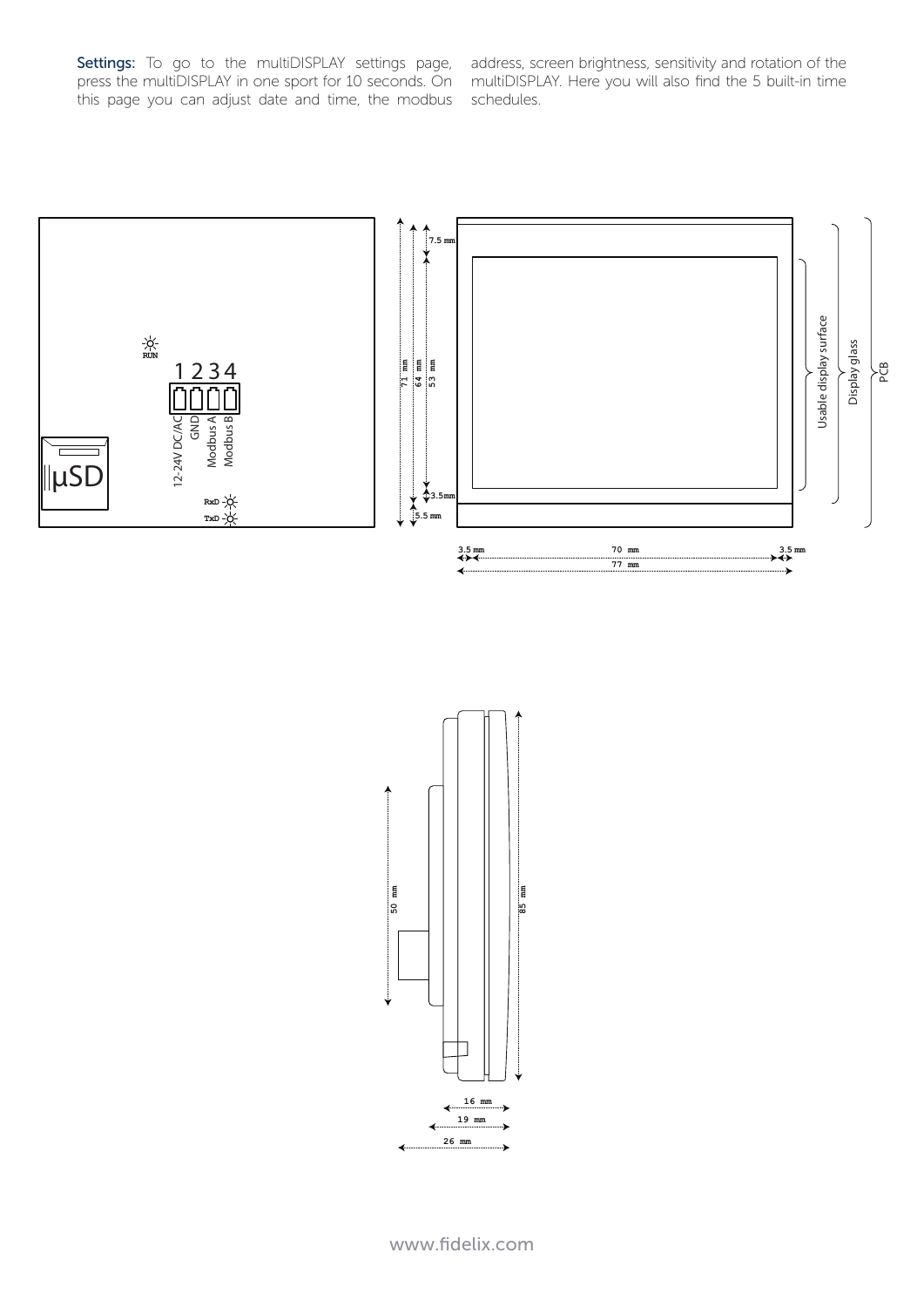**Settings:** To go to the multiDISPLAY settings page, press the multiDISPLAY in one sport for 10 seconds. On this page you can adjust date and time, the modbus address, screen brightness, sensitivity and rotation of the multiDISPLAY. Here you will also find the 5 built-in time schedules.

RUN

1 2 3 4

12-24V DC/AC
GND
Modbus A
Modbus B

μSD

RxD
TxD

7.5 mm
71 mm
64 mm
53 mm
3.5mm
5.5 mm

Usable display surface
Display glass
PCB

3.5 mm
70 mm
3.5 mm
77 mm

50 mm
85 mm

16 mm
19 mm
26 mm

www.fidelix.com